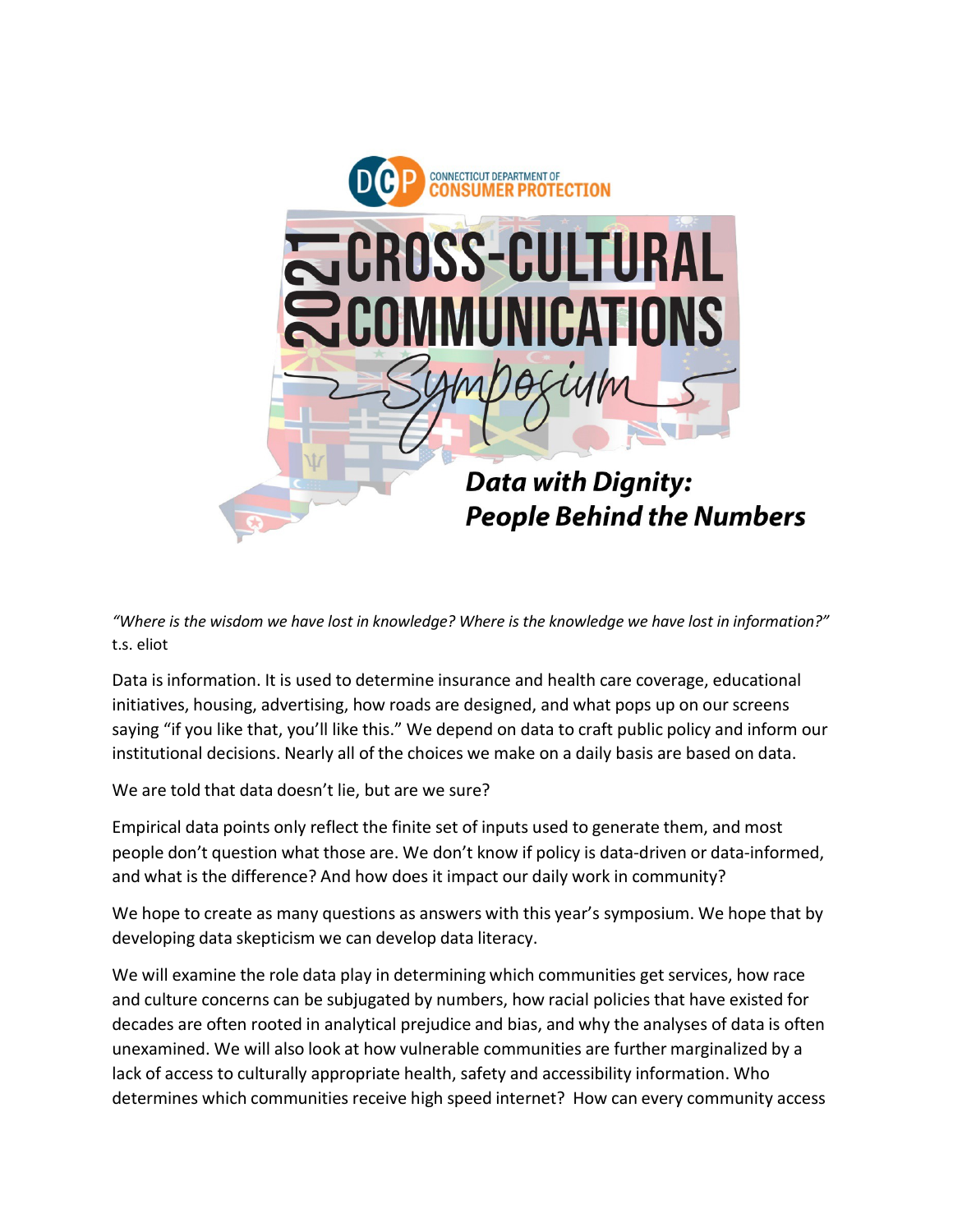CONNECTICUT DEPARTMENT OF CONSUMER PROTECTION

# 2021 CROSS-CULTURAL COMMUNICATIONS Symposium

## *Data with Dignity: People Behind the Numbers*

*"Where is the wisdom we have lost in knowledge? Where is the knowledge we have lost in information?"*
t.s. eliot

Data is information. It is used to determine insurance and health care coverage, educational initiatives, housing, advertising, how roads are designed, and what pops up on our screens saying "if you like that, you'll like this." We depend on data to craft public policy and inform our institutional decisions. Nearly all of the choices we make on a daily basis are based on data.

We are told that data doesn't lie, but are we sure?

Empirical data points only reflect the finite set of inputs used to generate them, and most people don't question what those are. We don't know if policy is data-driven or data-informed, and what is the difference? And how does it impact our daily work in community?

We hope to create as many questions as answers with this year's symposium. We hope that by developing data skepticism we can develop data literacy.

We will examine the role data play in determining which communities get services, how race and culture concerns can be subjugated by numbers, how racial policies that have existed for decades are often rooted in analytical prejudice and bias, and why the analyses of data is often unexamined. We will also look at how vulnerable communities are further marginalized by a lack of access to culturally appropriate health, safety and accessibility information. Who determines which communities receive high speed internet? How can every community access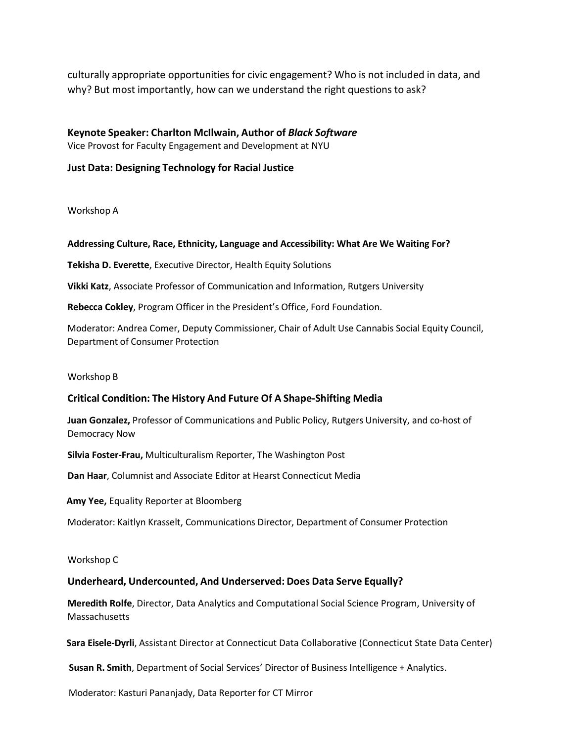culturally appropriate opportunities for civic engagement? Who is not included in data, and why? But most importantly, how can we understand the right questions to ask?

**Keynote Speaker: Charlton McIlwain, Author of *Black Software***

Vice Provost for Faculty Engagement and Development at NYU

**Just Data: Designing Technology for Racial Justice**

Workshop A

**Addressing Culture, Race, Ethnicity, Language and Accessibility: What Are We Waiting For?**

**Tekisha D. Everette**, Executive Director, Health Equity Solutions

**Vikki Katz**, Associate Professor of Communication and Information, Rutgers University

**Rebecca Cokley**, Program Officer in the President's Office, Ford Foundation.

Moderator: Andrea Comer, Deputy Commissioner, Chair of Adult Use Cannabis Social Equity Council, Department of Consumer Protection

Workshop B

**Critical Condition: The History And Future Of A Shape-Shifting Media**

**Juan Gonzalez,** Professor of Communications and Public Policy, Rutgers University, and co-host of Democracy Now

**Silvia Foster-Frau,** Multiculturalism Reporter, The Washington Post

**Dan Haar**, Columnist and Associate Editor at Hearst Connecticut Media

**Amy Yee,** Equality Reporter at Bloomberg

Moderator: Kaitlyn Krasselt, Communications Director, Department of Consumer Protection

Workshop C

**Underheard, Undercounted, And Underserved: Does Data Serve Equally?**

**Meredith Rolfe**, Director, Data Analytics and Computational Social Science Program, University of Massachusetts

**Sara Eisele-Dyrli**, Assistant Director at Connecticut Data Collaborative (Connecticut State Data Center)

**Susan R. Smith**, Department of Social Services' Director of Business Intelligence + Analytics.

Moderator: Kasturi Pananjady, Data Reporter for CT Mirror